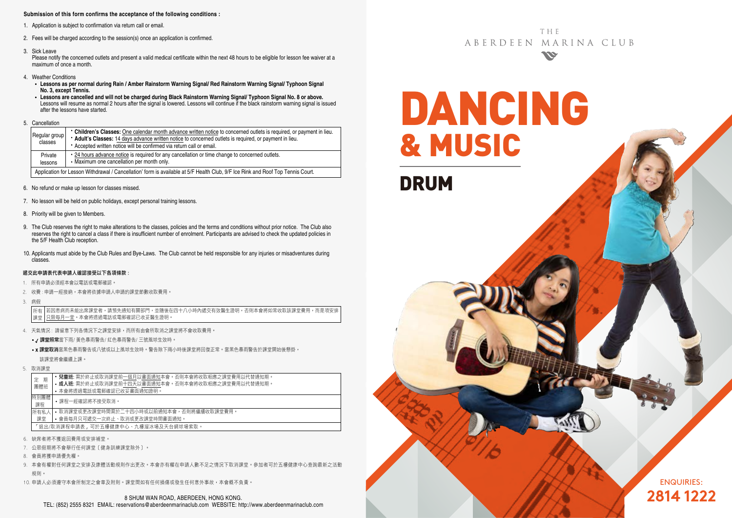**Submission of this form confirms the acceptance of the following conditions :**

1. Application is subject to confirmation via return call or email.
2. Fees will be charged according to the session(s) once an application is confirmed.
3. Sick Leave
   Please notify the concerned outlets and present a valid medical certificate within the next 48 hours to be eligible for lesson fee waiver at a maximum of once a month.
4. Weather Conditions
   - **Lessons as per normal during Rain / Amber Rainstorm Warning Signal/ Red Rainstorm Warning Signal/ Typhoon Signal No. 3, except Tennis.**
   - **Lessons are cancelled and will not be charged during Black Rainstorm Warning Signal/ Typhoon Signal No. 8 or above.** Lessons will resume as normal 2 hours after the signal is lowered. Lessons will continue if the black rainstorm warning signal is issued after the lessons have started.
5. Cancellation

| | |
|---|---|
| Regular group classes | • **Children's Classes:** One calendar month advance written notice to concerned outlets is required, or payment in lieu.<br>• **Adult's Classes:** 14 days advance written notice to concerned outlets is required, or payment in lieu.<br>• Accepted written notice will be confirmed via return call or email. |
| Private lessons | • 24 hours advance notice is required for any cancellation or time change to concerned outlets.<br>• Maximum one cancellation per month only. |
| Application for Lesson Withdrawal / Cancellation' form is available at 5/F Health Club, 9/F Ice Rink and Roof Top Tennis Court. | |

6. No refund or make up lesson for classes missed.
7. No lesson will be held on public holidays, except personal training lessons.
8. Priority will be given to Members.
9. The Club reserves the right to make alterations to the classes, policies and the terms and conditions without prior notice. The Club also reserves the right to cancel a class if there is insufficient number of enrolment. Participants are advised to check the updated policies in the 5/F Health Club reception.
10. Applicants must abide by the Club Rules and Bye-Laws. The Club cannot be held responsible for any injuries or misadventures during classes.

**遞交此申請表代表申請人確認接受以下各項條款：**

1. 所有申請必須經本會以電話或電郵確認。
2. 收費：申請一經接納，本會將依據申請人申請的課堂節數收取費用。
3. 病假

| | |
|---|---|
| 所有課堂 | 若因患病而未能出席課堂者，請預先通知有關部門，並隨後在四十八小時內遞交有效醫生證明，否則本會將如常收取該課堂費用，而是項安排只限每月一堂。本會將透過電話或電郵確認已收妥醫生證明。 |

4. 天氣情況：請留意下列各情況下之課堂安排，而所有由會所取消之課堂將不會收取費用。
   - ✓ **課堂照常**當下雨/ 黃色暴雨警告/ 紅色暴雨警告/ 三號風球生效時。
   - x **課堂取消**當黑色暴雨警告或八號或以上風球生效時。警告除下兩小時後課堂將回復正常。當黑色暴雨警告於課堂開始後懸掛，該課堂將會繼續上課。
5. 取消課堂

| | |
|---|---|
| 定期團體班 | • **兒童班:** 需於終止或取消課堂前一個月以書面通知本會。否則本會將收取相應之課堂費用以代替通知期。<br>• **成人班:** 需於終止或取消課堂前十四天以書面通知本會。否則本會將收取相應之課堂費用以代替通知期。<br>• 本會將透過電話或電郵確認已收妥書面通知證明。 |
| 特別團體課程 | • 課程一經確認將不接受取消。 |
| 所有私人課堂 | • 取消課堂或更改課堂時間需於二十四小時或以前通知本會，否則將繼續收取課堂費用。<br>• 會員每月只可遞交一次終止、取消或更改課堂時間書面通知。 |
| 「退出/取消課程申請表」可於五樓健康中心、九樓溜冰場及天台網球場索取。 | |

6. 缺席者將不獲退回費用或安排補堂。
7. 公眾假期將不會舉行任何課堂〔健身訓練課堂除外〕。
8. 會員將獲申請優先權。
9. 本會有權對任何課堂之安排及康體活動規則作出更改。本會亦有權在申請人數不足之情況下取消課堂。參加者可於五樓健康中心查詢最新之活動規則。
10. 申請人必須遵守本會所制定之會章及附則。課堂間如有任何損傷或發生任何意外事故，本會概不負責。

8 SHUM WAN ROAD, ABERDEEN, HONG KONG.
TEL: (852) 2555 8321 EMAIL: reservations@aberdeenmarinaclub.com WEBSITE: http://www.aberdeenmarinaclub.com

THE ABERDEEN MARINA CLUB

# DANCING & MUSIC

## DRUM

ENQUIRIES:
**2814 1222**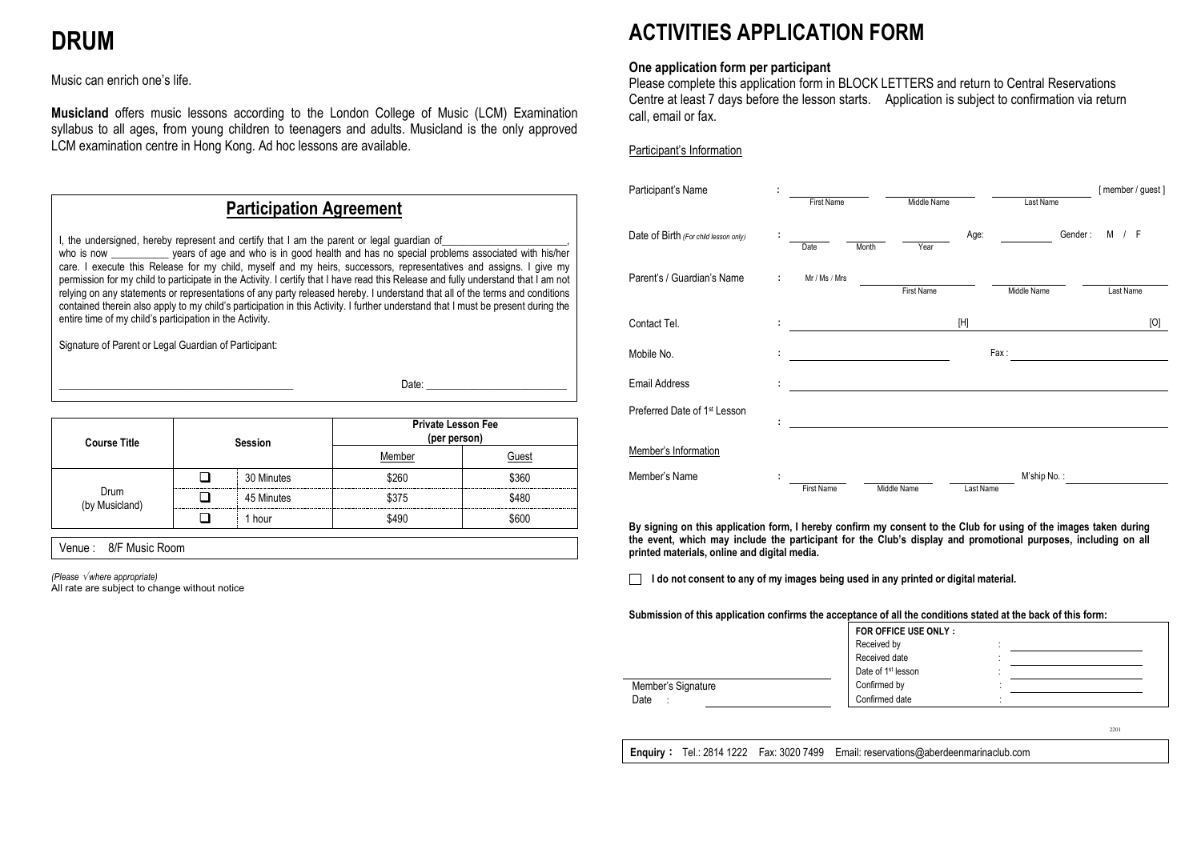# DRUM

Music can enrich one's life.

**Musicland** offers music lessons according to the London College of Music (LCM) Examination syllabus to all ages, from young children to teenagers and adults. Musicland is the only approved LCM examination centre in Hong Kong. Ad hoc lessons are available.

## Participation Agreement

I, the undersigned, hereby represent and certify that I am the parent or legal guardian of_______________________, who is now __________ years of age and who is in good health and has no special problems associated with his/her care. I execute this Release for my child, myself and my heirs, successors, representatives and assigns. I give my permission for my child to participate in the Activity. I certify that I have read this Release and fully understand that I am not relying on any statements or representations of any party released hereby. I understand that all of the terms and conditions contained therein also apply to my child's participation in this Activity. I further understand that I must be present during the entire time of my child's participation in the Activity.

Signature of Parent or Legal Guardian of Participant:

_______________________________________ Date: _______________________

| Course Title | Session | | Private Lesson Fee (per person) | |
|---|---|---|---|---|
| | | | Member | Guest |
| Drum (by Musicland) | ❑ | 30 Minutes | $260 | $360 |
| | ❑ | 45 Minutes | $375 | $480 |
| | ❑ | 1 hour | $490 | $600 |

Venue : 8/F Music Room

*(Please √ where appropriate)*
All rate are subject to change without notice

# ACTIVITIES APPLICATION FORM

**One application form per participant**
Please complete this application form in BLOCK LETTERS and return to Central Reservations Centre at least 7 days before the lesson starts. Application is subject to confirmation via return call, email or fax.

Participant's Information

Participant's Name : ____________ First Name ____________ Middle Name ____________ Last Name [ member / guest ]

Date of Birth *(For child lesson only)* : ______ Date ______ Month ______ Year Age: ______ Gender : M / F

Parent's / Guardian's Name : Mr / Ms / Mrs ____________ First Name ____________ Middle Name ____________ Last Name

Contact Tel. : ____________ [H] ____________ [O]

Mobile No. : ____________ Fax : ____________

Email Address : ____________

Preferred Date of 1st Lesson : ____________

Member's Information

Member's Name : ____________ First Name ____________ Middle Name ____________ Last Name M'ship No. : ____________

**By signing on this application form, I hereby confirm my consent to the Club for using of the images taken during the event, which may include the participant for the Club's display and promotional purposes, including on all printed materials, online and digital media.**

☐ **I do not consent to any of my images being used in any printed or digital material.**

**Submission of this application confirms the acceptance of all the conditions stated at the back of this form:**

____________________
Member's Signature
Date : ____________

**FOR OFFICE USE ONLY :**
Received by : ____________
Received date : ____________
Date of 1st lesson : ____________
Confirmed by : ____________
Confirmed date : ____________

2201

**Enquiry :** Tel.: 2814 1222 Fax: 3020 7499 Email: reservations@aberdeenmarinaclub.com